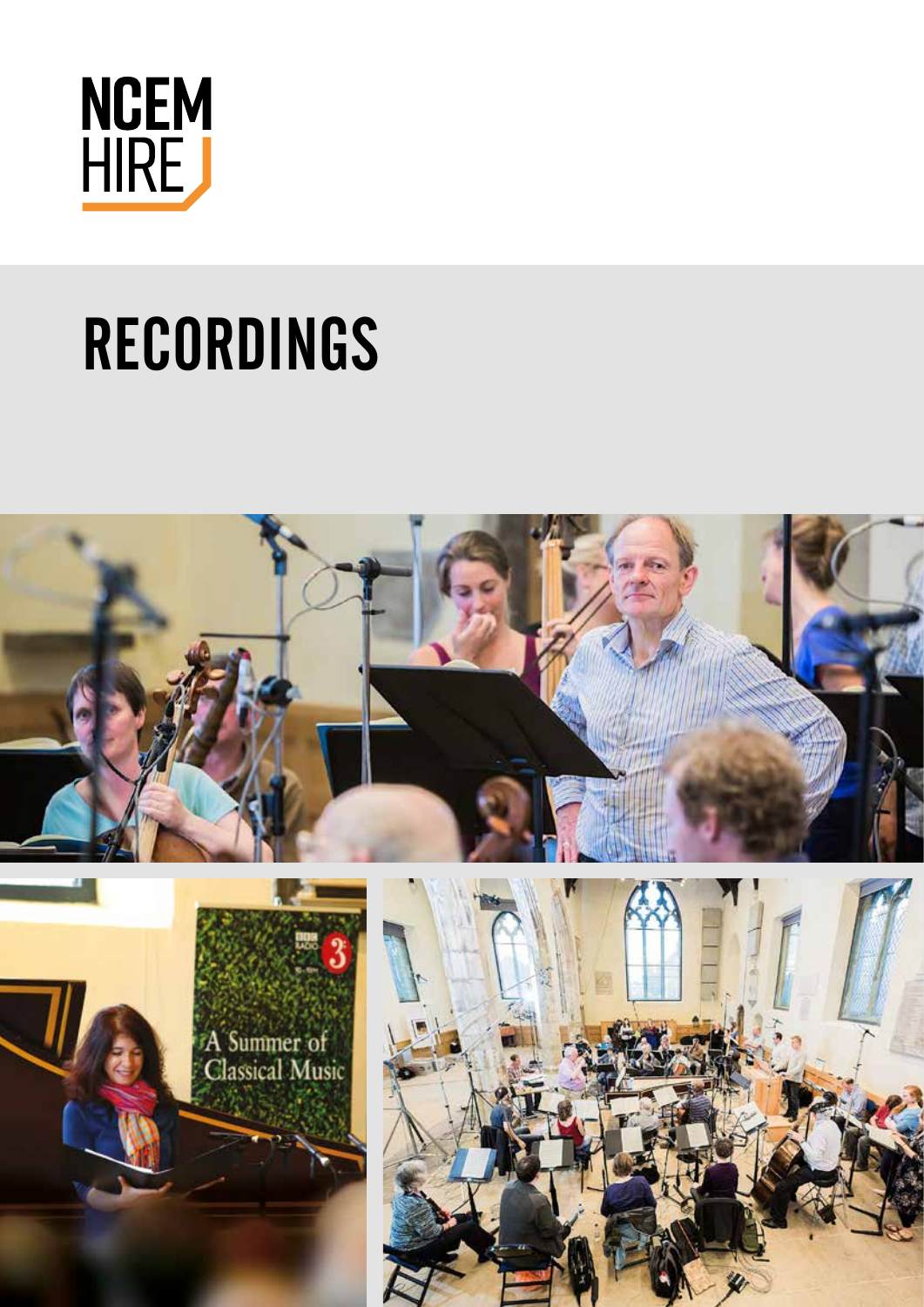NCEM
HIRE

# RECORDINGS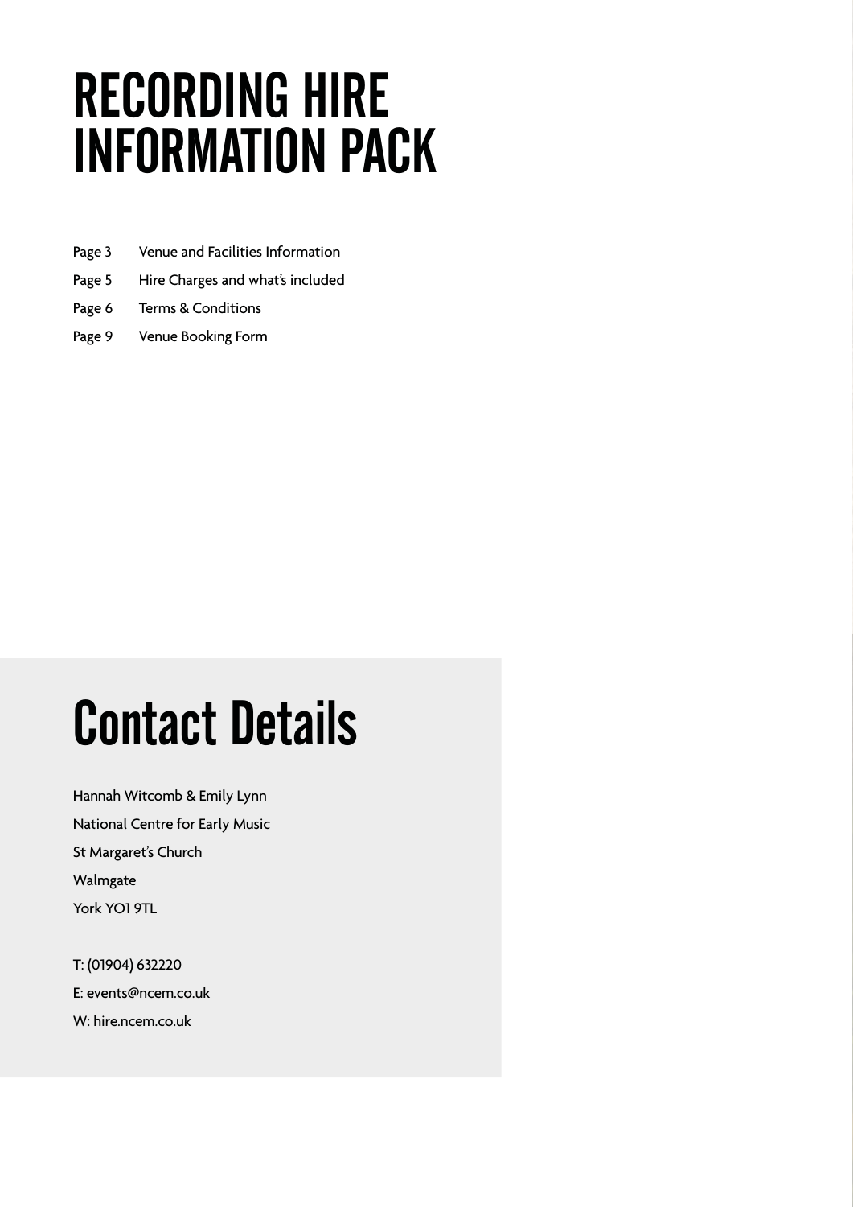# RECORDING HIRE INFORMATION PACK

| | |
|---|---|
| Page 3 | Venue and Facilities Information |
| Page 5 | Hire Charges and what's included |
| Page 6 | Terms & Conditions |
| Page 9 | Venue Booking Form |

# Contact Details

Hannah Witcomb & Emily Lynn
National Centre for Early Music
St Margaret's Church
Walmgate
York YO1 9TL

T: (01904) 632220
E: events@ncem.co.uk
W: hire.ncem.co.uk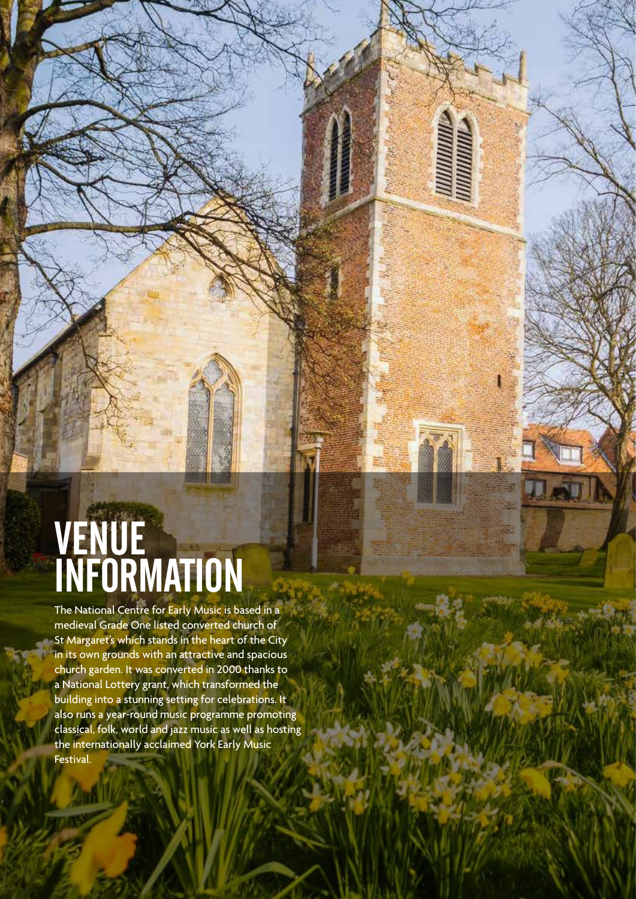# VENUE INFORMATION

The National Centre for Early Music is based in a medieval Grade One listed converted church of St Margaret's which stands in the heart of the City in its own grounds with an attractive and spacious church garden. It was converted in 2000 thanks to a National Lottery grant, which transformed the building into a stunning setting for celebrations. It also runs a year-round music programme promoting classical, folk, world and jazz music as well as hosting the internationally acclaimed York Early Music Festival.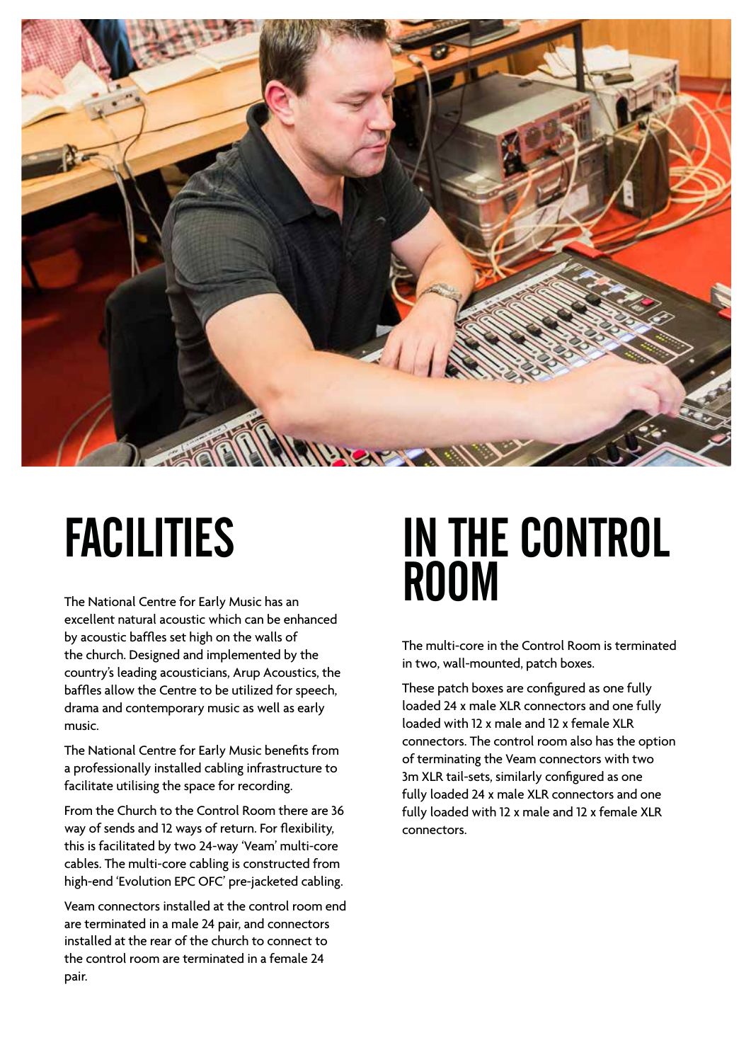# FACILITIES

The National Centre for Early Music has an excellent natural acoustic which can be enhanced by acoustic baffles set high on the walls of the church. Designed and implemented by the country's leading acousticians, Arup Acoustics, the baffles allow the Centre to be utilized for speech, drama and contemporary music as well as early music.

The National Centre for Early Music benefits from a professionally installed cabling infrastructure to facilitate utilising the space for recording.

From the Church to the Control Room there are 36 way of sends and 12 ways of return. For flexibility, this is facilitated by two 24-way 'Veam' multi-core cables. The multi-core cabling is constructed from high-end 'Evolution EPC OFC' pre-jacketed cabling.

Veam connectors installed at the control room end are terminated in a male 24 pair, and connectors installed at the rear of the church to connect to the control room are terminated in a female 24 pair.

# IN THE CONTROL ROOM

The multi-core in the Control Room is terminated in two, wall-mounted, patch boxes.

These patch boxes are configured as one fully loaded 24 x male XLR connectors and one fully loaded with 12 x male and 12 x female XLR connectors. The control room also has the option of terminating the Veam connectors with two 3m XLR tail-sets, similarly configured as one fully loaded 24 x male XLR connectors and one fully loaded with 12 x male and 12 x female XLR connectors.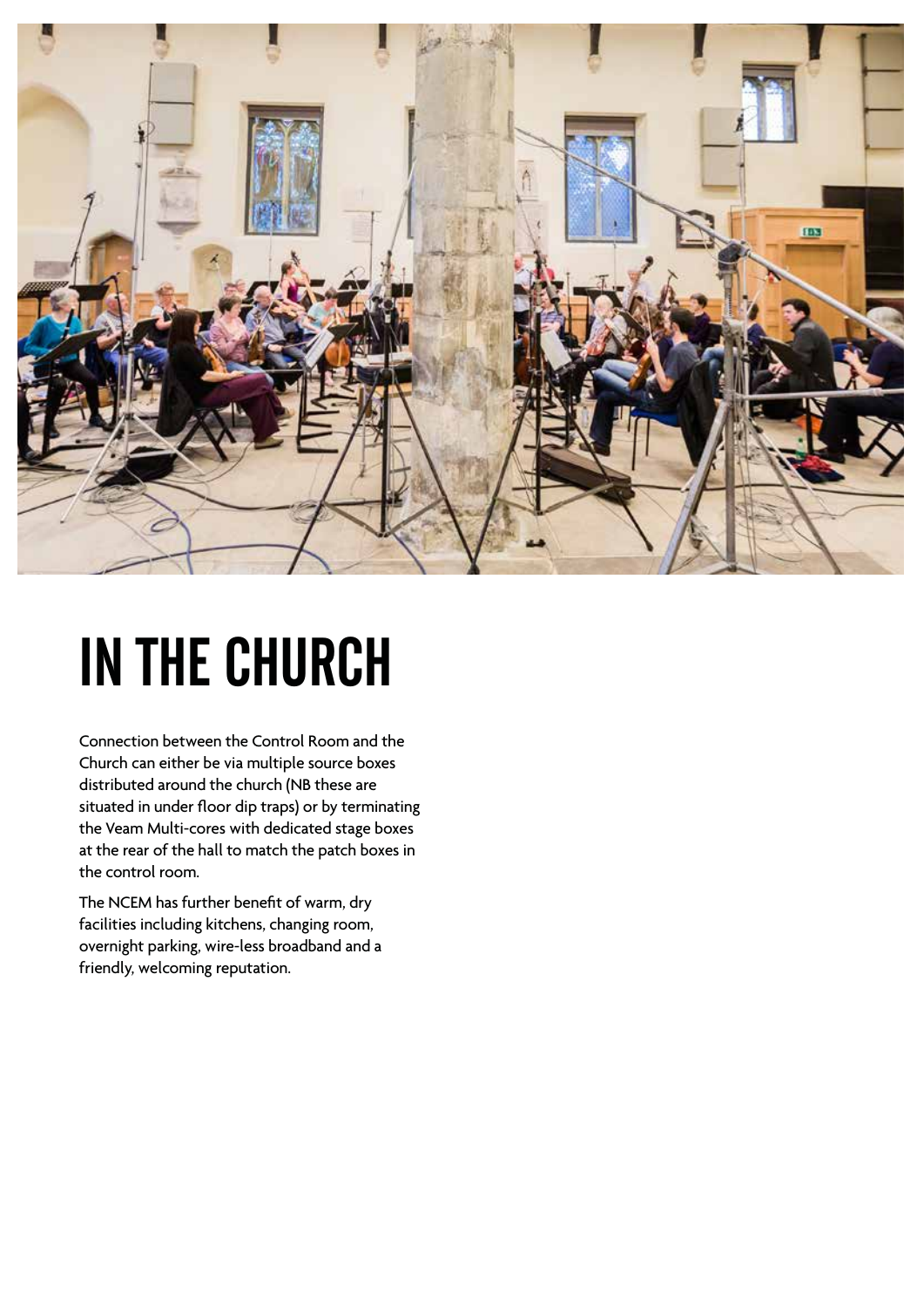# IN THE CHURCH

Connection between the Control Room and the Church can either be via multiple source boxes distributed around the church (NB these are situated in under floor dip traps) or by terminating the Veam Multi-cores with dedicated stage boxes at the rear of the hall to match the patch boxes in the control room.

The NCEM has further benefit of warm, dry facilities including kitchens, changing room, overnight parking, wire-less broadband and a friendly, welcoming reputation.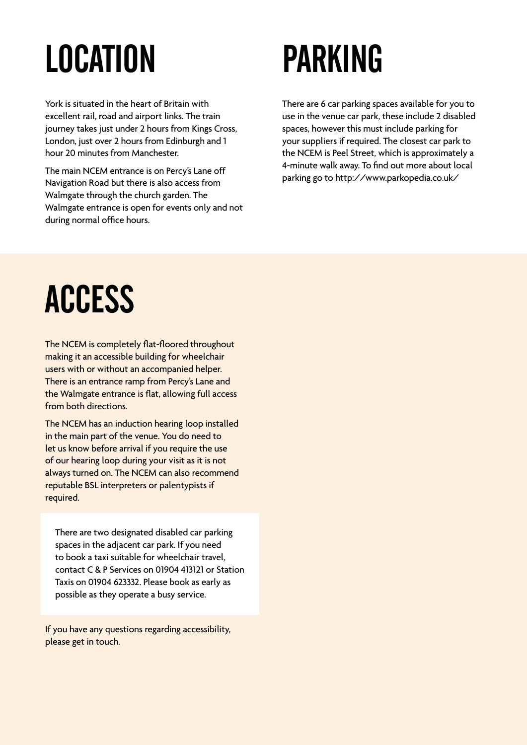# LOCATION

York is situated in the heart of Britain with excellent rail, road and airport links. The train journey takes just under 2 hours from Kings Cross, London, just over 2 hours from Edinburgh and 1 hour 20 minutes from Manchester.

The main NCEM entrance is on Percy's Lane off Navigation Road but there is also access from Walmgate through the church garden. The Walmgate entrance is open for events only and not during normal office hours.

# PARKING

There are 6 car parking spaces available for you to use in the venue car park, these include 2 disabled spaces, however this must include parking for your suppliers if required. The closest car park to the NCEM is Peel Street, which is approximately a 4-minute walk away. To find out more about local parking go to http://www.parkopedia.co.uk/

# ACCESS

The NCEM is completely flat-floored throughout making it an accessible building for wheelchair users with or without an accompanied helper. There is an entrance ramp from Percy's Lane and the Walmgate entrance is flat, allowing full access from both directions.

The NCEM has an induction hearing loop installed in the main part of the venue. You do need to let us know before arrival if you require the use of our hearing loop during your visit as it is not always turned on. The NCEM can also recommend reputable BSL interpreters or palentypists if required.

There are two designated disabled car parking spaces in the adjacent car park. If you need to book a taxi suitable for wheelchair travel, contact C & P Services on 01904 413121 or Station Taxis on 01904 623332. Please book as early as possible as they operate a busy service.

If you have any questions regarding accessibility, please get in touch.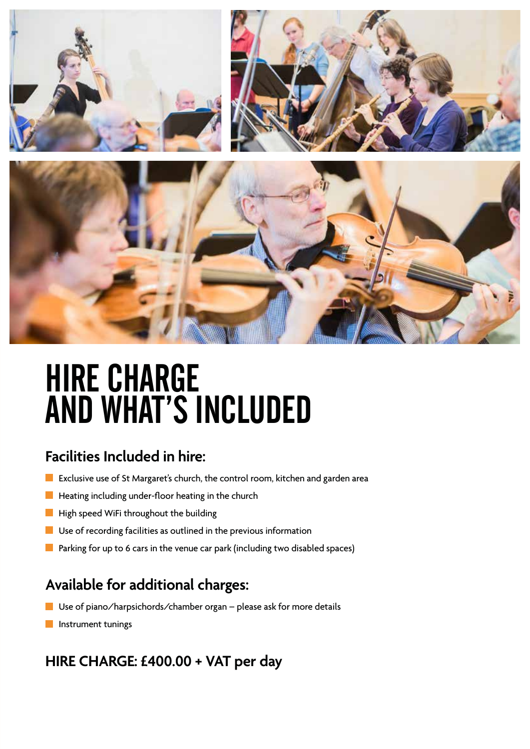# HIRE CHARGE AND WHAT'S INCLUDED

## Facilities Included in hire:

- Exclusive use of St Margaret's church, the control room, kitchen and garden area
- Heating including under-floor heating in the church
- High speed WiFi throughout the building
- Use of recording facilities as outlined in the previous information
- Parking for up to 6 cars in the venue car park (including two disabled spaces)

## Available for additional charges:

- Use of piano/harpsichords/chamber organ – please ask for more details
- Instrument tunings

## HIRE CHARGE: £400.00 + VAT per day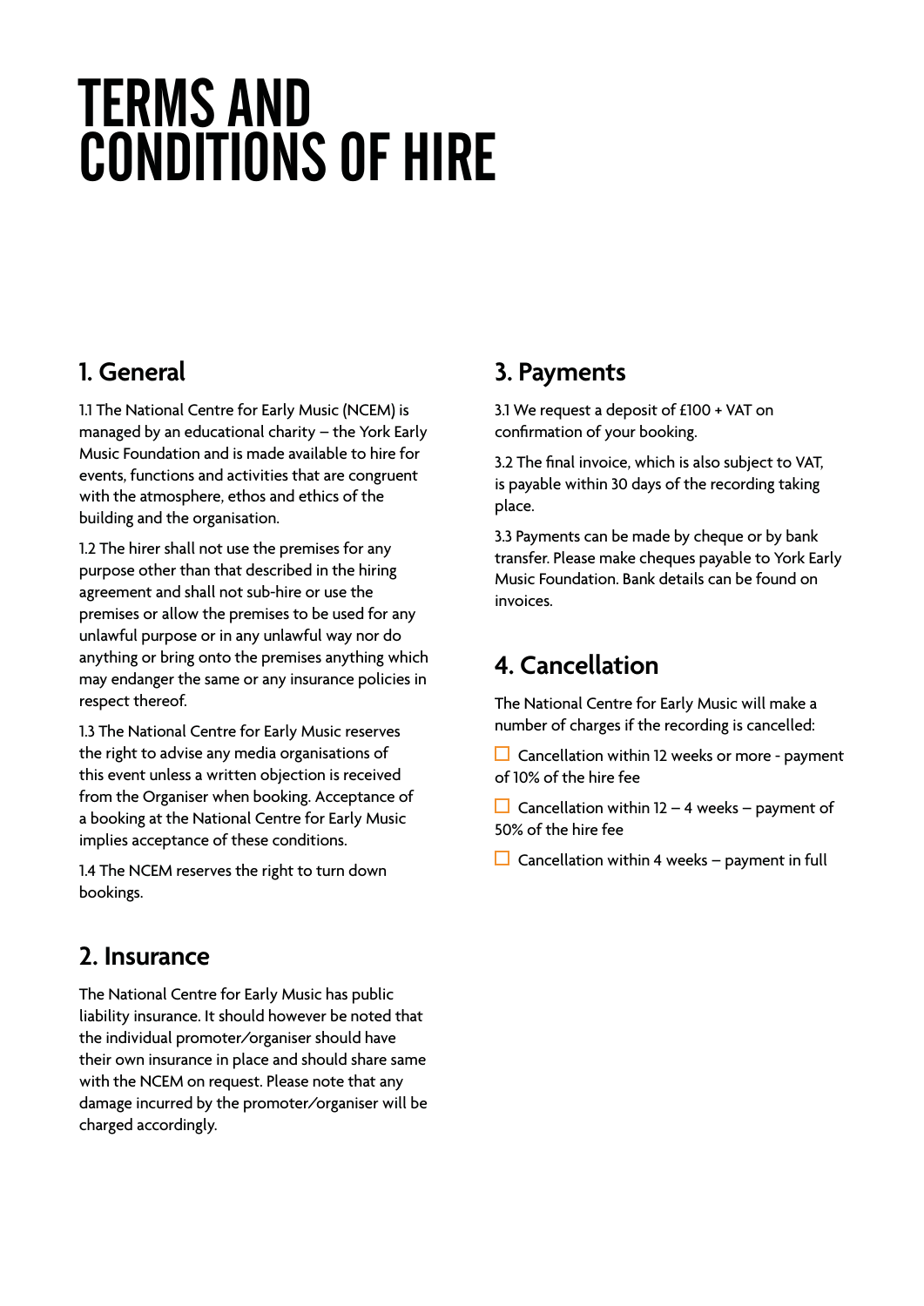# TERMS AND CONDITIONS OF HIRE

## 1. General

1.1 The National Centre for Early Music (NCEM) is managed by an educational charity – the York Early Music Foundation and is made available to hire for events, functions and activities that are congruent with the atmosphere, ethos and ethics of the building and the organisation.

1.2 The hirer shall not use the premises for any purpose other than that described in the hiring agreement and shall not sub-hire or use the premises or allow the premises to be used for any unlawful purpose or in any unlawful way nor do anything or bring onto the premises anything which may endanger the same or any insurance policies in respect thereof.

1.3 The National Centre for Early Music reserves the right to advise any media organisations of this event unless a written objection is received from the Organiser when booking. Acceptance of a booking at the National Centre for Early Music implies acceptance of these conditions.

1.4 The NCEM reserves the right to turn down bookings.

## 2. Insurance

The National Centre for Early Music has public liability insurance. It should however be noted that the individual promoter/organiser should have their own insurance in place and should share same with the NCEM on request. Please note that any damage incurred by the promoter/organiser will be charged accordingly.

## 3. Payments

3.1 We request a deposit of £100 + VAT on confirmation of your booking.

3.2 The final invoice, which is also subject to VAT, is payable within 30 days of the recording taking place.

3.3 Payments can be made by cheque or by bank transfer. Please make cheques payable to York Early Music Foundation. Bank details can be found on invoices.

## 4. Cancellation

The National Centre for Early Music will make a number of charges if the recording is cancelled:

- ☐ Cancellation within 12 weeks or more - payment of 10% of the hire fee
- ☐ Cancellation within 12 – 4 weeks – payment of 50% of the hire fee
- ☐ Cancellation within 4 weeks – payment in full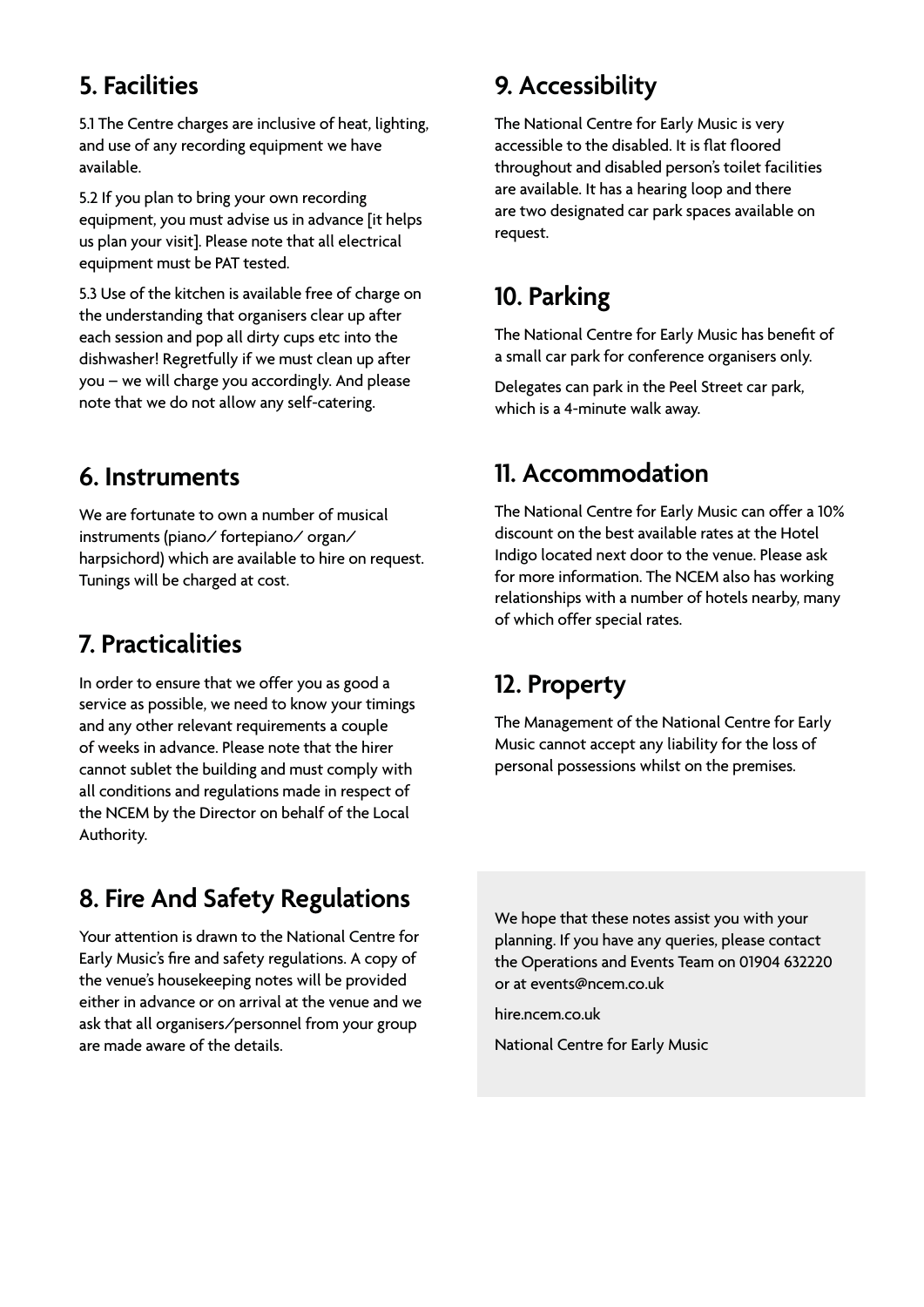## 5. Facilities

5.1 The Centre charges are inclusive of heat, lighting, and use of any recording equipment we have available.

5.2 If you plan to bring your own recording equipment, you must advise us in advance [it helps us plan your visit]. Please note that all electrical equipment must be PAT tested.

5.3 Use of the kitchen is available free of charge on the understanding that organisers clear up after each session and pop all dirty cups etc into the dishwasher! Regretfully if we must clean up after you – we will charge you accordingly. And please note that we do not allow any self-catering.

## 6. Instruments

We are fortunate to own a number of musical instruments (piano/ fortepiano/ organ/ harpsichord) which are available to hire on request. Tunings will be charged at cost.

## 7. Practicalities

In order to ensure that we offer you as good a service as possible, we need to know your timings and any other relevant requirements a couple of weeks in advance. Please note that the hirer cannot sublet the building and must comply with all conditions and regulations made in respect of the NCEM by the Director on behalf of the Local Authority.

## 8. Fire And Safety Regulations

Your attention is drawn to the National Centre for Early Music's fire and safety regulations. A copy of the venue's housekeeping notes will be provided either in advance or on arrival at the venue and we ask that all organisers/personnel from your group are made aware of the details.

## 9. Accessibility

The National Centre for Early Music is very accessible to the disabled. It is flat floored throughout and disabled person's toilet facilities are available. It has a hearing loop and there are two designated car park spaces available on request.

## 10. Parking

The National Centre for Early Music has benefit of a small car park for conference organisers only.

Delegates can park in the Peel Street car park, which is a 4-minute walk away.

## 11. Accommodation

The National Centre for Early Music can offer a 10% discount on the best available rates at the Hotel Indigo located next door to the venue. Please ask for more information. The NCEM also has working relationships with a number of hotels nearby, many of which offer special rates.

## 12. Property

The Management of the National Centre for Early Music cannot accept any liability for the loss of personal possessions whilst on the premises.

We hope that these notes assist you with your planning. If you have any queries, please contact the Operations and Events Team on 01904 632220 or at events@ncem.co.uk

hire.ncem.co.uk

National Centre for Early Music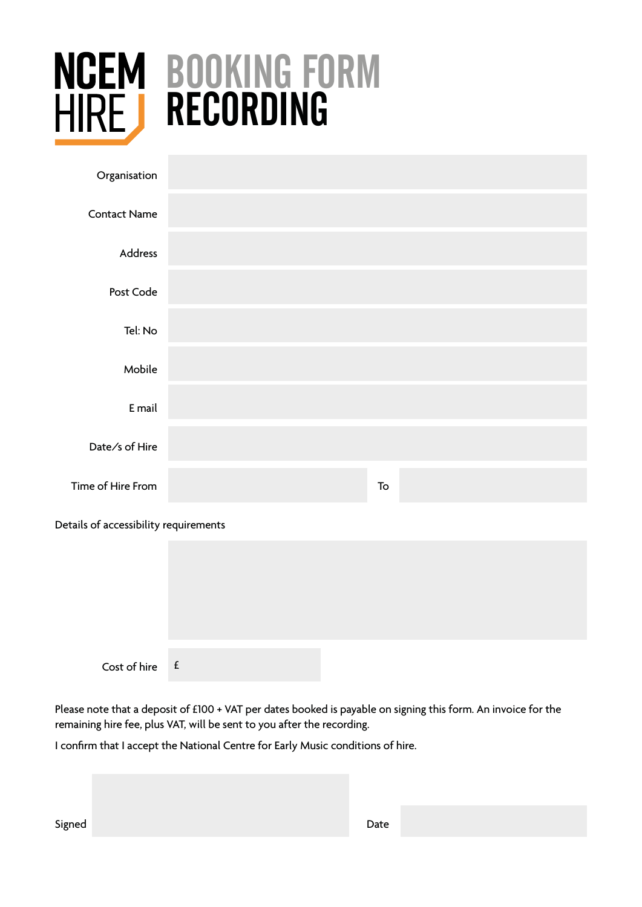# NCEM HIRE

# BOOKING FORM RECORDING

| | |
|---|---|
| Organisation | |
| Contact Name | |
| Address | |
| Post Code | |
| Tel: No | |
| Mobile | |
| E mail | |
| Date/s of Hire | |
| Time of Hire From | To |

Details of accessibility requirements

Cost of hire £

Please note that a deposit of £100 + VAT per dates booked is payable on signing this form. An invoice for the remaining hire fee, plus VAT, will be sent to you after the recording.

I confirm that I accept the National Centre for Early Music conditions of hire.

Signed

Date